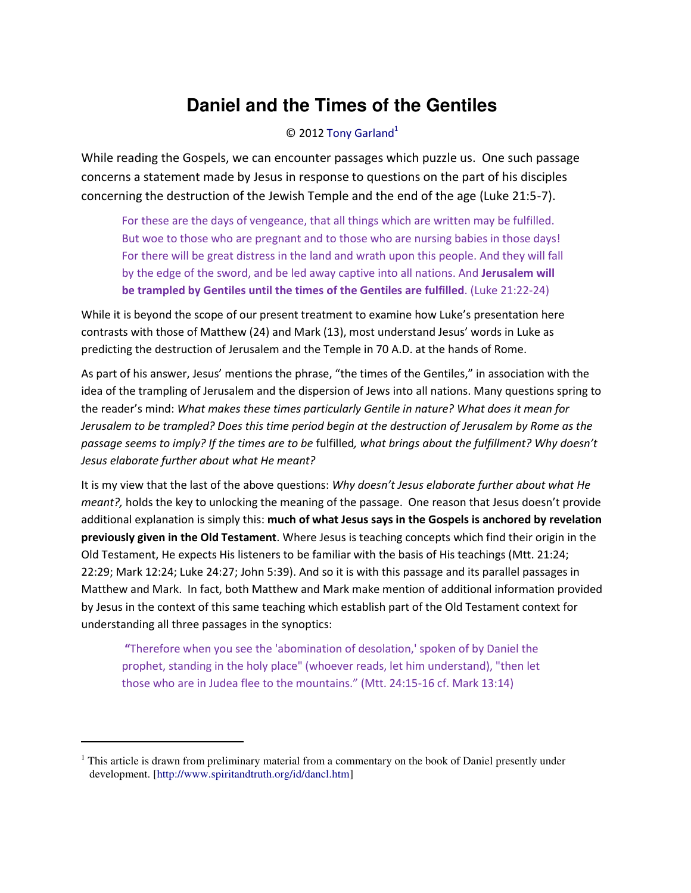# Daniel and the Times of the Gentiles

© 2012 Tony Garland[1]

While reading the Gospels, we can encounter passages which puzzle us. One such passage concerns a statement made by Jesus in response to questions on the part of his disciples concerning the destruction of the Jewish Temple and the end of the age (Luke 21:5-7).

> For these are the days of vengeance, that all things which are written may be fulfilled. But woe to those who are pregnant and to those who are nursing babies in those days! For there will be great distress in the land and wrath upon this people. And they will fall by the edge of the sword, and be led away captive into all nations. And **Jerusalem will be trampled by Gentiles until the times of the Gentiles are fulfilled**. (Luke 21:22-24)

While it is beyond the scope of our present treatment to examine how Luke's presentation here contrasts with those of Matthew (24) and Mark (13), most understand Jesus' words in Luke as predicting the destruction of Jerusalem and the Temple in 70 A.D. at the hands of Rome.

As part of his answer, Jesus' mentions the phrase, "the times of the Gentiles," in association with the idea of the trampling of Jerusalem and the dispersion of Jews into all nations. Many questions spring to the reader's mind: *What makes these times particularly Gentile in nature? What does it mean for Jerusalem to be trampled? Does this time period begin at the destruction of Jerusalem by Rome as the passage seems to imply? If the times are to be* fulfilled*, what brings about the fulfillment? Why doesn't Jesus elaborate further about what He meant?*

It is my view that the last of the above questions: *Why doesn't Jesus elaborate further about what He meant?,* holds the key to unlocking the meaning of the passage. One reason that Jesus doesn't provide additional explanation is simply this: **much of what Jesus says in the Gospels is anchored by revelation previously given in the Old Testament**. Where Jesus is teaching concepts which find their origin in the Old Testament, He expects His listeners to be familiar with the basis of His teachings (Mtt. 21:24; 22:29; Mark 12:24; Luke 24:27; John 5:39). And so it is with this passage and its parallel passages in Matthew and Mark. In fact, both Matthew and Mark make mention of additional information provided by Jesus in the context of this same teaching which establish part of the Old Testament context for understanding all three passages in the synoptics:

> "Therefore when you see the 'abomination of desolation,' spoken of by Daniel the prophet, standing in the holy place" (whoever reads, let him understand), "then let those who are in Judea flee to the mountains." (Mtt. 24:15-16 cf. Mark 13:14)

---

[1] This article is drawn from preliminary material from a commentary on the book of Daniel presently under development. [http://www.spiritandtruth.org/id/dancl.htm]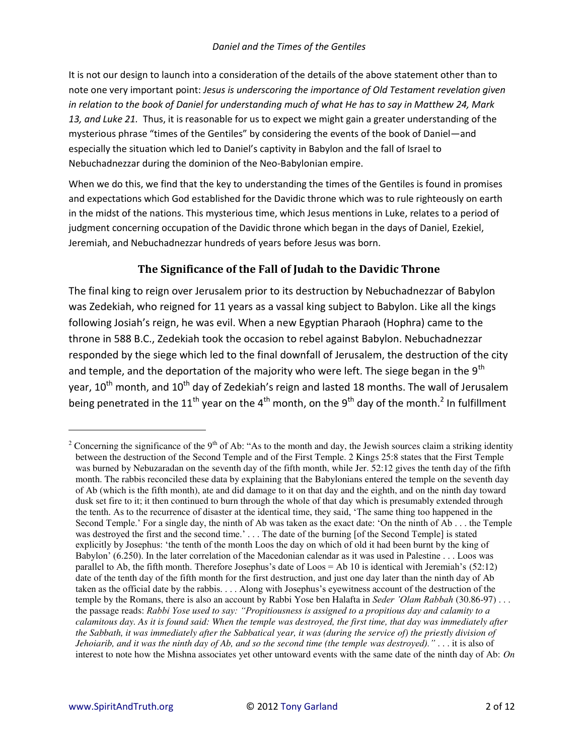It is not our design to launch into a consideration of the details of the above statement other than to note one very important point: *Jesus is underscoring the importance of Old Testament revelation given in relation to the book of Daniel for understanding much of what He has to say in Matthew 24, Mark 13, and Luke 21.* Thus, it is reasonable for us to expect we might gain a greater understanding of the mysterious phrase "times of the Gentiles" by considering the events of the book of Daniel—and especially the situation which led to Daniel's captivity in Babylon and the fall of Israel to Nebuchadnezzar during the dominion of the Neo-Babylonian empire.

When we do this, we find that the key to understanding the times of the Gentiles is found in promises and expectations which God established for the Davidic throne which was to rule righteously on earth in the midst of the nations. This mysterious time, which Jesus mentions in Luke, relates to a period of judgment concerning occupation of the Davidic throne which began in the days of Daniel, Ezekiel, Jeremiah, and Nebuchadnezzar hundreds of years before Jesus was born.

## The Significance of the Fall of Judah to the Davidic Throne

The final king to reign over Jerusalem prior to its destruction by Nebuchadnezzar of Babylon was Zedekiah, who reigned for 11 years as a vassal king subject to Babylon. Like all the kings following Josiah's reign, he was evil. When a new Egyptian Pharaoh (Hophra) came to the throne in 588 B.C., Zedekiah took the occasion to rebel against Babylon. Nebuchadnezzar responded by the siege which led to the final downfall of Jerusalem, the destruction of the city and temple, and the deportation of the majority who were left. The siege began in the 9th year, 10th month, and 10th day of Zedekiah's reign and lasted 18 months. The wall of Jerusalem being penetrated in the 11th year on the 4th month, on the 9th day of the month.[2] In fulfillment

---

[2] Concerning the significance of the 9th of Ab: "As to the month and day, the Jewish sources claim a striking identity between the destruction of the Second Temple and of the First Temple. 2 Kings 25:8 states that the First Temple was burned by Nebuzaradan on the seventh day of the fifth month, while Jer. 52:12 gives the tenth day of the fifth month. The rabbis reconciled these data by explaining that the Babylonians entered the temple on the seventh day of Ab (which is the fifth month), ate and did damage to it on that day and the eighth, and on the ninth day toward dusk set fire to it; it then continued to burn through the whole of that day which is presumably extended through the tenth. As to the recurrence of disaster at the identical time, they said, 'The same thing too happened in the Second Temple.' For a single day, the ninth of Ab was taken as the exact date: 'On the ninth of Ab . . . the Temple was destroyed the first and the second time.' . . . The date of the burning [of the Second Temple] is stated explicitly by Josephus: 'the tenth of the month Loos the day on which of old it had been burnt by the king of Babylon' (6.250). In the later correlation of the Macedonian calendar as it was used in Palestine . . . Loos was parallel to Ab, the fifth month. Therefore Josephus's date of Loos = Ab 10 is identical with Jeremiah's (52:12) date of the tenth day of the fifth month for the first destruction, and just one day later than the ninth day of Ab taken as the official date by the rabbis. . . . Along with Josephus's eyewitness account of the destruction of the temple by the Romans, there is also an account by Rabbi Yose ben Halafta in *Seder 'Olam Rabbah* (30.86-97) . . . the passage reads: *Rabbi Yose used to say: "Propitiousness is assigned to a propitious day and calamity to a calamitous day. As it is found said: When the temple was destroyed, the first time, that day was immediately after the Sabbath, it was immediately after the Sabbatical year, it was (during the service of) the priestly division of Jehoiarib, and it was the ninth day of Ab, and so the second time (the temple was destroyed)."* . . . it is also of interest to note how the Mishna associates yet other untoward events with the same date of the ninth day of Ab: *On*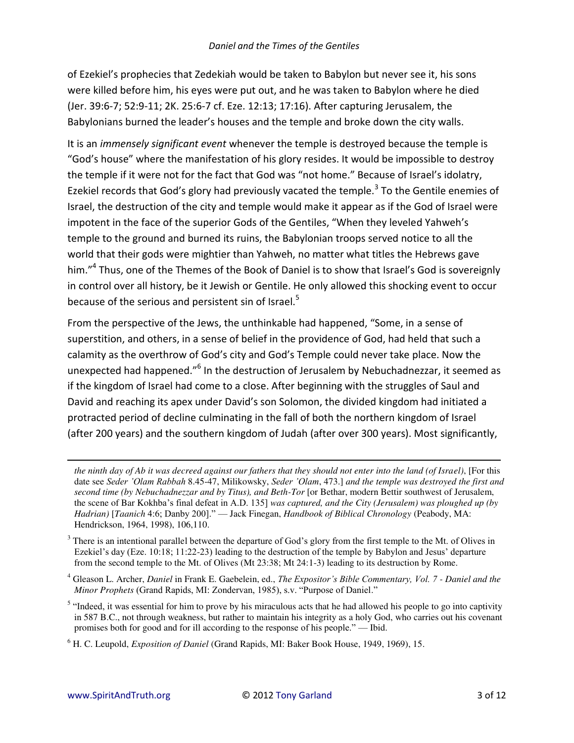of Ezekiel's prophecies that Zedekiah would be taken to Babylon but never see it, his sons were killed before him, his eyes were put out, and he was taken to Babylon where he died (Jer. 39:6-7; 52:9-11; 2K. 25:6-7 cf. Eze. 12:13; 17:16). After capturing Jerusalem, the Babylonians burned the leader's houses and the temple and broke down the city walls.

It is an *immensely significant event* whenever the temple is destroyed because the temple is "God's house" where the manifestation of his glory resides. It would be impossible to destroy the temple if it were not for the fact that God was "not home." Because of Israel's idolatry, Ezekiel records that God's glory had previously vacated the temple.[3] To the Gentile enemies of Israel, the destruction of the city and temple would make it appear as if the God of Israel were impotent in the face of the superior Gods of the Gentiles, "When they leveled Yahweh's temple to the ground and burned its ruins, the Babylonian troops served notice to all the world that their gods were mightier than Yahweh, no matter what titles the Hebrews gave him."[4] Thus, one of the Themes of the Book of Daniel is to show that Israel's God is sovereignly in control over all history, be it Jewish or Gentile. He only allowed this shocking event to occur because of the serious and persistent sin of Israel.[5]

From the perspective of the Jews, the unthinkable had happened, "Some, in a sense of superstition, and others, in a sense of belief in the providence of God, had held that such a calamity as the overthrow of God's city and God's Temple could never take place. Now the unexpected had happened."[6] In the destruction of Jerusalem by Nebuchadnezzar, it seemed as if the kingdom of Israel had come to a close. After beginning with the struggles of Saul and David and reaching its apex under David's son Solomon, the divided kingdom had initiated a protracted period of decline culminating in the fall of both the northern kingdom of Israel (after 200 years) and the southern kingdom of Judah (after over 300 years). Most significantly,

---

*the ninth day of Ab it was decreed against our fathers that they should not enter into the land (of Israel)*, [For this date see *Seder 'Olam Rabbah* 8.45-47, Milikowsky, *Seder 'Olam*, 473.] *and the temple was destroyed the first and second time (by Nebuchadnezzar and by Titus), and Beth-Tor* [or Bethar, modern Bettir southwest of Jerusalem, the scene of Bar Kokhba's final defeat in A.D. 135] *was captured, and the City (Jerusalem) was ploughed up (by Hadrian)* [*Taanich* 4:6; Danby 200]." — Jack Finegan, *Handbook of Biblical Chronology* (Peabody, MA: Hendrickson, 1964, 1998), 106,110.

[3] There is an intentional parallel between the departure of God's glory from the first temple to the Mt. of Olives in Ezekiel's day (Eze. 10:18; 11:22-23) leading to the destruction of the temple by Babylon and Jesus' departure from the second temple to the Mt. of Olives (Mt 23:38; Mt 24:1-3) leading to its destruction by Rome.

[4] Gleason L. Archer, *Daniel* in Frank E. Gaebelein, ed., *The Expositor's Bible Commentary, Vol. 7 - Daniel and the Minor Prophets* (Grand Rapids, MI: Zondervan, 1985), s.v. "Purpose of Daniel."

[5] "Indeed, it was essential for him to prove by his miraculous acts that he had allowed his people to go into captivity in 587 B.C., not through weakness, but rather to maintain his integrity as a holy God, who carries out his covenant promises both for good and for ill according to the response of his people." — Ibid.

[6] H. C. Leupold, *Exposition of Daniel* (Grand Rapids, MI: Baker Book House, 1949, 1969), 15.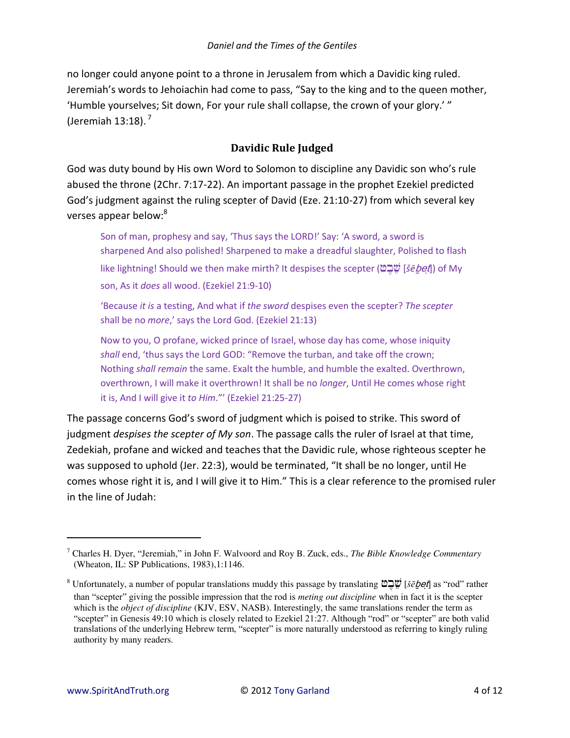no longer could anyone point to a throne in Jerusalem from which a Davidic king ruled. Jeremiah's words to Jehoiachin had come to pass, "Say to the king and to the queen mother, 'Humble yourselves; Sit down, For your rule shall collapse, the crown of your glory.' " (Jeremiah 13:18).[7]

## Davidic Rule Judged

God was duty bound by His own Word to Solomon to discipline any Davidic son who's rule abused the throne (2Chr. 7:17-22). An important passage in the prophet Ezekiel predicted God's judgment against the ruling scepter of David (Eze. 21:10-27) from which several key verses appear below:[8]

> Son of man, prophesy and say, 'Thus says the LORD!' Say: 'A sword, a sword is sharpened And also polished! Sharpened to make a dreadful slaughter, Polished to flash like lightning! Should we then make mirth? It despises the scepter (שֵׁבֶט [*šēḇeṭ*]) of My son, As it *does* all wood. (Ezekiel 21:9-10)
>
> 'Because *it is* a testing, And what if *the sword* despises even the scepter? *The scepter* shall be no *more*,' says the Lord God. (Ezekiel 21:13)
>
> Now to you, O profane, wicked prince of Israel, whose day has come, whose iniquity *shall* end, 'thus says the Lord GOD: "Remove the turban, and take off the crown; Nothing *shall remain* the same. Exalt the humble, and humble the exalted. Overthrown, overthrown, I will make it overthrown! It shall be no *longer*, Until He comes whose right it is, And I will give it *to Him*."' (Ezekiel 21:25-27)

The passage concerns God's sword of judgment which is poised to strike. This sword of judgment *despises the scepter of My son*. The passage calls the ruler of Israel at that time, Zedekiah, profane and wicked and teaches that the Davidic rule, whose righteous scepter he was supposed to uphold (Jer. 22:3), would be terminated, "It shall be no longer, until He comes whose right it is, and I will give it to Him." This is a clear reference to the promised ruler in the line of Judah:

---

[7] Charles H. Dyer, "Jeremiah," in John F. Walvoord and Roy B. Zuck, eds., *The Bible Knowledge Commentary* (Wheaton, IL: SP Publications, 1983),1:1146.

[8] Unfortunately, a number of popular translations muddy this passage by translating שֵׁבֶט [*šēḇeṭ*] as "rod" rather than "scepter" giving the possible impression that the rod is *meting out discipline* when in fact it is the scepter which is the *object of discipline* (KJV, ESV, NASB). Interestingly, the same translations render the term as "scepter" in Genesis 49:10 which is closely related to Ezekiel 21:27. Although "rod" or "scepter" are both valid translations of the underlying Hebrew term, "scepter" is more naturally understood as referring to kingly ruling authority by many readers.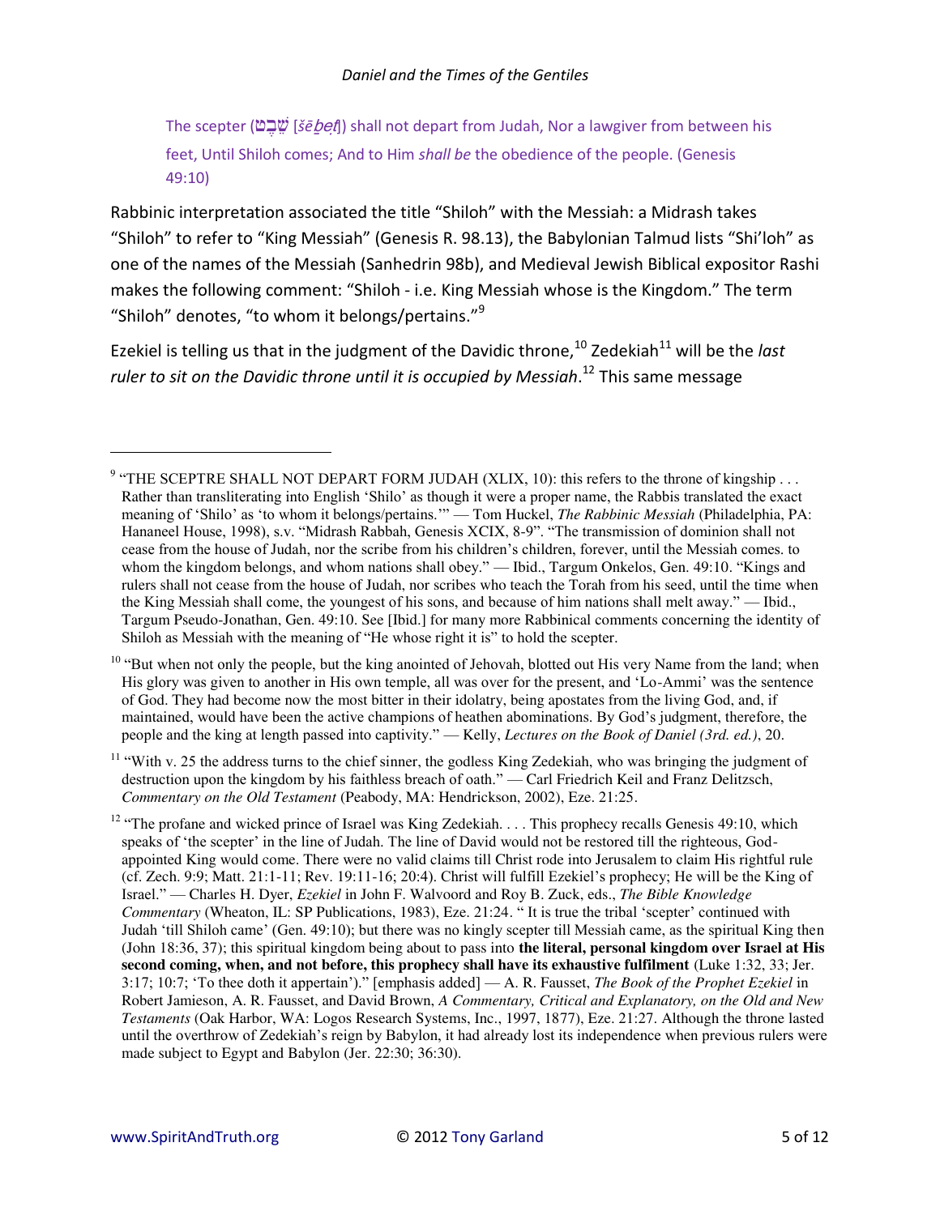The scepter (שֵׁבֶט [*šēḇeṭ*]) shall not depart from Judah, Nor a lawgiver from between his feet, Until Shiloh comes; And to Him *shall be* the obedience of the people. (Genesis 49:10)

Rabbinic interpretation associated the title "Shiloh" with the Messiah: a Midrash takes "Shiloh" to refer to "King Messiah" (Genesis R. 98.13), the Babylonian Talmud lists "Shi'loh" as one of the names of the Messiah (Sanhedrin 98b), and Medieval Jewish Biblical expositor Rashi makes the following comment: "Shiloh - i.e. King Messiah whose is the Kingdom." The term "Shiloh" denotes, "to whom it belongs/pertains."[9]

Ezekiel is telling us that in the judgment of the Davidic throne,[10] Zedekiah[11] will be the *last ruler to sit on the Davidic throne until it is occupied by Messiah*.[12] This same message

---

[9] "THE SCEPTRE SHALL NOT DEPART FORM JUDAH (XLIX, 10): this refers to the throne of kingship . . . Rather than transliterating into English 'Shilo' as though it were a proper name, the Rabbis translated the exact meaning of 'Shilo' as 'to whom it belongs/pertains.'" — Tom Huckel, *The Rabbinic Messiah* (Philadelphia, PA: Hananeel House, 1998), s.v. "Midrash Rabbah, Genesis XCIX, 8-9". "The transmission of dominion shall not cease from the house of Judah, nor the scribe from his children's children, forever, until the Messiah comes. to whom the kingdom belongs, and whom nations shall obey." — Ibid., Targum Onkelos, Gen. 49:10. "Kings and rulers shall not cease from the house of Judah, nor scribes who teach the Torah from his seed, until the time when the King Messiah shall come, the youngest of his sons, and because of him nations shall melt away." — Ibid., Targum Pseudo-Jonathan, Gen. 49:10. See [Ibid.] for many more Rabbinical comments concerning the identity of Shiloh as Messiah with the meaning of "He whose right it is" to hold the scepter.

[10] "But when not only the people, but the king anointed of Jehovah, blotted out His very Name from the land; when His glory was given to another in His own temple, all was over for the present, and 'Lo-Ammi' was the sentence of God. They had become now the most bitter in their idolatry, being apostates from the living God, and, if maintained, would have been the active champions of heathen abominations. By God's judgment, therefore, the people and the king at length passed into captivity." — Kelly, *Lectures on the Book of Daniel (3rd. ed.)*, 20.

[11] "With v. 25 the address turns to the chief sinner, the godless King Zedekiah, who was bringing the judgment of destruction upon the kingdom by his faithless breach of oath." — Carl Friedrich Keil and Franz Delitzsch, *Commentary on the Old Testament* (Peabody, MA: Hendrickson, 2002), Eze. 21:25.

[12] "The profane and wicked prince of Israel was King Zedekiah. . . . This prophecy recalls Genesis 49:10, which speaks of 'the scepter' in the line of Judah. The line of David would not be restored till the righteous, God-appointed King would come. There were no valid claims till Christ rode into Jerusalem to claim His rightful rule (cf. Zech. 9:9; Matt. 21:1-11; Rev. 19:11-16; 20:4). Christ will fulfill Ezekiel's prophecy; He will be the King of Israel." — Charles H. Dyer, *Ezekiel* in John F. Walvoord and Roy B. Zuck, eds., *The Bible Knowledge Commentary* (Wheaton, IL: SP Publications, 1983), Eze. 21:24. " It is true the tribal 'scepter' continued with Judah 'till Shiloh came' (Gen. 49:10); but there was no kingly scepter till Messiah came, as the spiritual King then (John 18:36, 37); this spiritual kingdom being about to pass into **the literal, personal kingdom over Israel at His second coming, when, and not before, this prophecy shall have its exhaustive fulfilment** (Luke 1:32, 33; Jer. 3:17; 10:7; 'To thee doth it appertain')." [emphasis added] — A. R. Fausset, *The Book of the Prophet Ezekiel* in Robert Jamieson, A. R. Fausset, and David Brown, *A Commentary, Critical and Explanatory, on the Old and New Testaments* (Oak Harbor, WA: Logos Research Systems, Inc., 1997, 1877), Eze. 21:27. Although the throne lasted until the overthrow of Zedekiah's reign by Babylon, it had already lost its independence when previous rulers were made subject to Egypt and Babylon (Jer. 22:30; 36:30).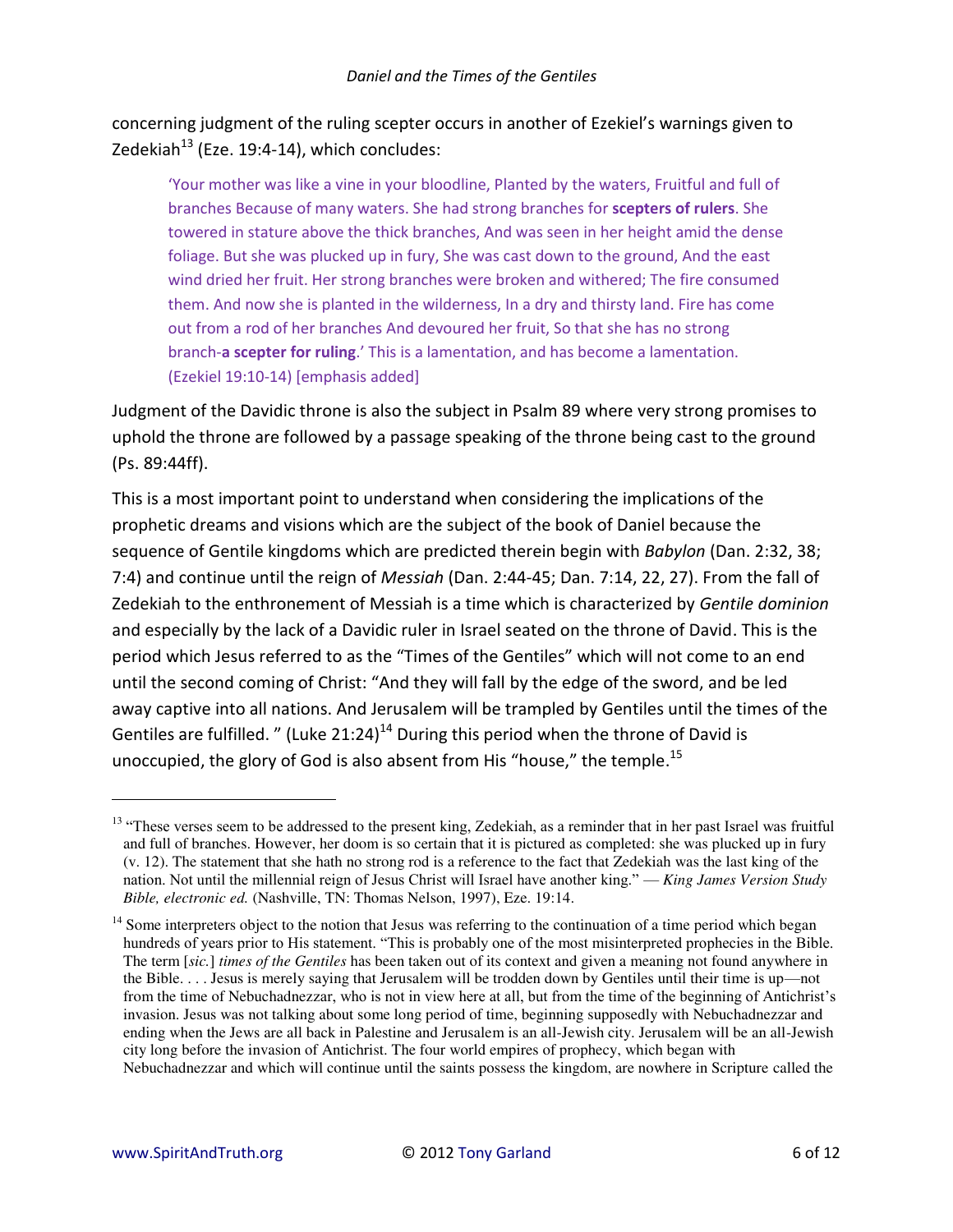concerning judgment of the ruling scepter occurs in another of Ezekiel's warnings given to Zedekiah[13] (Eze. 19:4-14), which concludes:

> 'Your mother was like a vine in your bloodline, Planted by the waters, Fruitful and full of branches Because of many waters. She had strong branches for **scepters of rulers**. She towered in stature above the thick branches, And was seen in her height amid the dense foliage. But she was plucked up in fury, She was cast down to the ground, And the east wind dried her fruit. Her strong branches were broken and withered; The fire consumed them. And now she is planted in the wilderness, In a dry and thirsty land. Fire has come out from a rod of her branches And devoured her fruit, So that she has no strong branch-**a scepter for ruling**.' This is a lamentation, and has become a lamentation. (Ezekiel 19:10-14) [emphasis added]

Judgment of the Davidic throne is also the subject in Psalm 89 where very strong promises to uphold the throne are followed by a passage speaking of the throne being cast to the ground (Ps. 89:44ff).

This is a most important point to understand when considering the implications of the prophetic dreams and visions which are the subject of the book of Daniel because the sequence of Gentile kingdoms which are predicted therein begin with *Babylon* (Dan. 2:32, 38; 7:4) and continue until the reign of *Messiah* (Dan. 2:44-45; Dan. 7:14, 22, 27). From the fall of Zedekiah to the enthronement of Messiah is a time which is characterized by *Gentile dominion* and especially by the lack of a Davidic ruler in Israel seated on the throne of David. This is the period which Jesus referred to as the "Times of the Gentiles" which will not come to an end until the second coming of Christ: "And they will fall by the edge of the sword, and be led away captive into all nations. And Jerusalem will be trampled by Gentiles until the times of the Gentiles are fulfilled. " (Luke 21:24)[14] During this period when the throne of David is unoccupied, the glory of God is also absent from His "house," the temple.[15]

---

[13] "These verses seem to be addressed to the present king, Zedekiah, as a reminder that in her past Israel was fruitful and full of branches. However, her doom is so certain that it is pictured as completed: she was plucked up in fury (v. 12). The statement that she hath no strong rod is a reference to the fact that Zedekiah was the last king of the nation. Not until the millennial reign of Jesus Christ will Israel have another king." — *King James Version Study Bible, electronic ed.* (Nashville, TN: Thomas Nelson, 1997), Eze. 19:14.

[14] Some interpreters object to the notion that Jesus was referring to the continuation of a time period which began hundreds of years prior to His statement. "This is probably one of the most misinterpreted prophecies in the Bible. The term [*sic.*] *times of the Gentiles* has been taken out of its context and given a meaning not found anywhere in the Bible. . . . Jesus is merely saying that Jerusalem will be trodden down by Gentiles until their time is up—not from the time of Nebuchadnezzar, who is not in view here at all, but from the time of the beginning of Antichrist's invasion. Jesus was not talking about some long period of time, beginning supposedly with Nebuchadnezzar and ending when the Jews are all back in Palestine and Jerusalem is an all-Jewish city. Jerusalem will be an all-Jewish city long before the invasion of Antichrist. The four world empires of prophecy, which began with Nebuchadnezzar and which will continue until the saints possess the kingdom, are nowhere in Scripture called the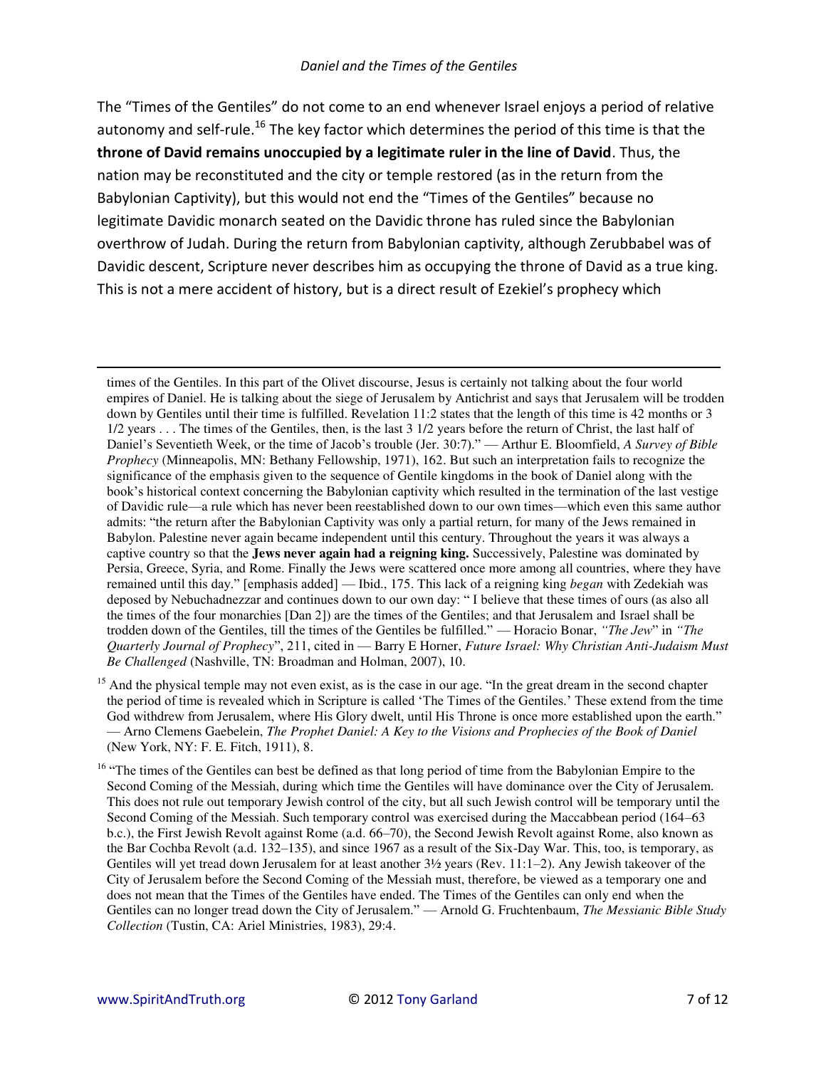The "Times of the Gentiles" do not come to an end whenever Israel enjoys a period of relative autonomy and self-rule.[16] The key factor which determines the period of this time is that the **throne of David remains unoccupied by a legitimate ruler in the line of David**. Thus, the nation may be reconstituted and the city or temple restored (as in the return from the Babylonian Captivity), but this would not end the "Times of the Gentiles" because no legitimate Davidic monarch seated on the Davidic throne has ruled since the Babylonian overthrow of Judah. During the return from Babylonian captivity, although Zerubbabel was of Davidic descent, Scripture never describes him as occupying the throne of David as a true king. This is not a mere accident of history, but is a direct result of Ezekiel's prophecy which

---

times of the Gentiles. In this part of the Olivet discourse, Jesus is certainly not talking about the four world empires of Daniel. He is talking about the siege of Jerusalem by Antichrist and says that Jerusalem will be trodden down by Gentiles until their time is fulfilled. Revelation 11:2 states that the length of this time is 42 months or 3 1/2 years . . . The times of the Gentiles, then, is the last 3 1/2 years before the return of Christ, the last half of Daniel's Seventieth Week, or the time of Jacob's trouble (Jer. 30:7)." — Arthur E. Bloomfield, *A Survey of Bible Prophecy* (Minneapolis, MN: Bethany Fellowship, 1971), 162. But such an interpretation fails to recognize the significance of the emphasis given to the sequence of Gentile kingdoms in the book of Daniel along with the book's historical context concerning the Babylonian captivity which resulted in the termination of the last vestige of Davidic rule—a rule which has never been reestablished down to our own times—which even this same author admits: "the return after the Babylonian Captivity was only a partial return, for many of the Jews remained in Babylon. Palestine never again became independent until this century. Throughout the years it was always a captive country so that the **Jews never again had a reigning king.** Successively, Palestine was dominated by Persia, Greece, Syria, and Rome. Finally the Jews were scattered once more among all countries, where they have remained until this day." [emphasis added] — Ibid., 175. This lack of a reigning king *began* with Zedekiah was deposed by Nebuchadnezzar and continues down to our own day: " I believe that these times of ours (as also all the times of the four monarchies [Dan 2]) are the times of the Gentiles; and that Jerusalem and Israel shall be trodden down of the Gentiles, till the times of the Gentiles be fulfilled." — Horacio Bonar, *"The Jew"* in *"The Quarterly Journal of Prophecy"*, 211, cited in — Barry E Horner, *Future Israel: Why Christian Anti-Judaism Must Be Challenged* (Nashville, TN: Broadman and Holman, 2007), 10.

[15] And the physical temple may not even exist, as is the case in our age. "In the great dream in the second chapter the period of time is revealed which in Scripture is called 'The Times of the Gentiles.' These extend from the time God withdrew from Jerusalem, where His Glory dwelt, until His Throne is once more established upon the earth." — Arno Clemens Gaebelein, *The Prophet Daniel: A Key to the Visions and Prophecies of the Book of Daniel* (New York, NY: F. E. Fitch, 1911), 8.

[16] "The times of the Gentiles can best be defined as that long period of time from the Babylonian Empire to the Second Coming of the Messiah, during which time the Gentiles will have dominance over the City of Jerusalem. This does not rule out temporary Jewish control of the city, but all such Jewish control will be temporary until the Second Coming of the Messiah. Such temporary control was exercised during the Maccabbean period (164–63 b.c.), the First Jewish Revolt against Rome (a.d. 66–70), the Second Jewish Revolt against Rome, also known as the Bar Cochba Revolt (a.d. 132–135), and since 1967 as a result of the Six-Day War. This, too, is temporary, as Gentiles will yet tread down Jerusalem for at least another 3½ years (Rev. 11:1–2). Any Jewish takeover of the City of Jerusalem before the Second Coming of the Messiah must, therefore, be viewed as a temporary one and does not mean that the Times of the Gentiles have ended. The Times of the Gentiles can only end when the Gentiles can no longer tread down the City of Jerusalem." — Arnold G. Fruchtenbaum, *The Messianic Bible Study Collection* (Tustin, CA: Ariel Ministries, 1983), 29:4.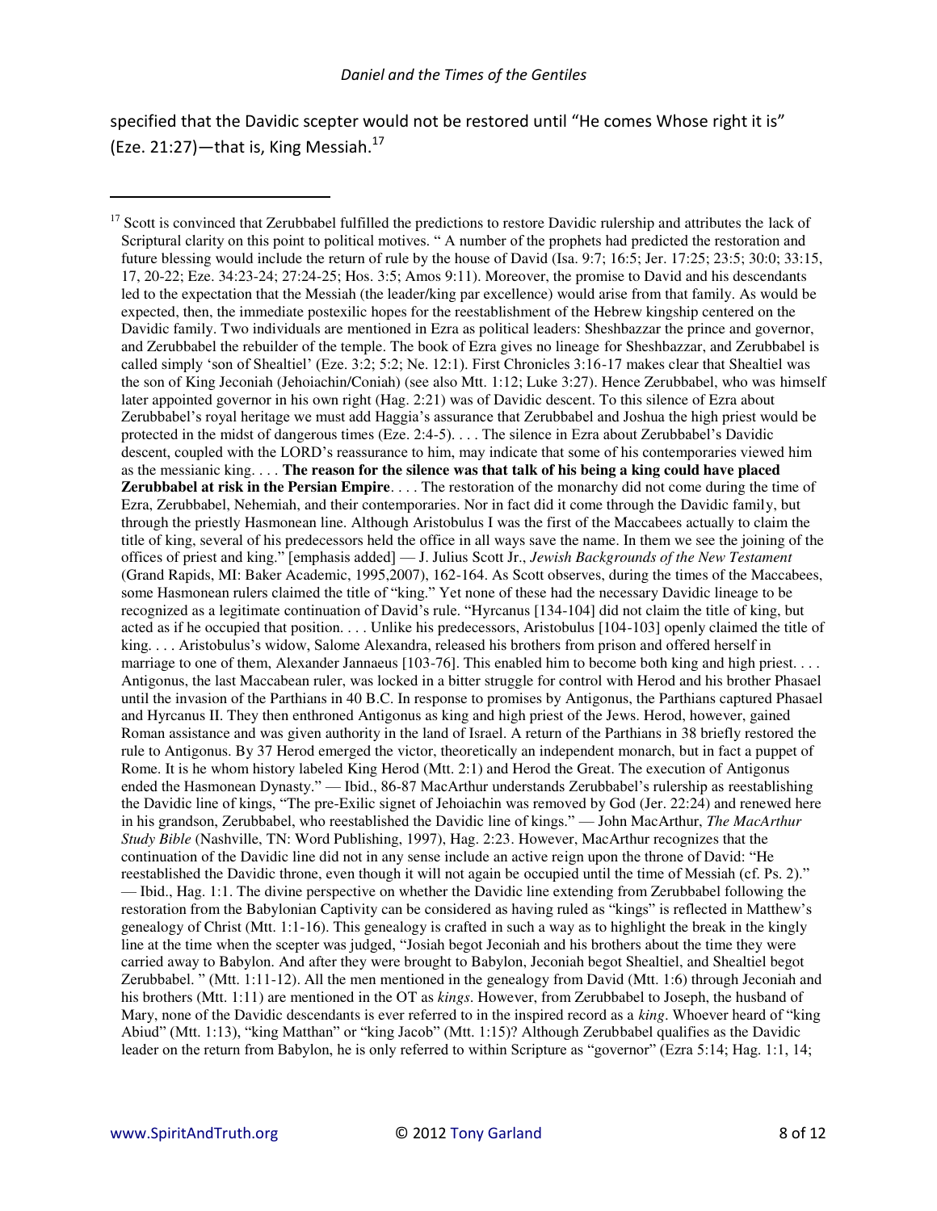specified that the Davidic scepter would not be restored until "He comes Whose right it is" (Eze. 21:27)—that is, King Messiah.[17]

---

[17] Scott is convinced that Zerubbabel fulfilled the predictions to restore Davidic rulership and attributes the lack of Scriptural clarity on this point to political motives. " A number of the prophets had predicted the restoration and future blessing would include the return of rule by the house of David (Isa. 9:7; 16:5; Jer. 17:25; 23:5; 30:0; 33:15, 17, 20-22; Eze. 34:23-24; 27:24-25; Hos. 3:5; Amos 9:11). Moreover, the promise to David and his descendants led to the expectation that the Messiah (the leader/king par excellence) would arise from that family. As would be expected, then, the immediate postexilic hopes for the reestablishment of the Hebrew kingship centered on the Davidic family. Two individuals are mentioned in Ezra as political leaders: Sheshbazzar the prince and governor, and Zerubbabel the rebuilder of the temple. The book of Ezra gives no lineage for Sheshbazzar, and Zerubbabel is called simply 'son of Shealtiel' (Eze. 3:2; 5:2; Ne. 12:1). First Chronicles 3:16-17 makes clear that Shealtiel was the son of King Jeconiah (Jehoiachin/Coniah) (see also Mtt. 1:12; Luke 3:27). Hence Zerubbabel, who was himself later appointed governor in his own right (Hag. 2:21) was of Davidic descent. To this silence of Ezra about Zerubbabel's royal heritage we must add Haggia's assurance that Zerubbabel and Joshua the high priest would be protected in the midst of dangerous times (Eze. 2:4-5). . . . The silence in Ezra about Zerubbabel's Davidic descent, coupled with the LORD's reassurance to him, may indicate that some of his contemporaries viewed him as the messianic king. . . . **The reason for the silence was that talk of his being a king could have placed Zerubbabel at risk in the Persian Empire**. . . . The restoration of the monarchy did not come during the time of Ezra, Zerubbabel, Nehemiah, and their contemporaries. Nor in fact did it come through the Davidic family, but through the priestly Hasmonean line. Although Aristobulus I was the first of the Maccabees actually to claim the title of king, several of his predecessors held the office in all ways save the name. In them we see the joining of the offices of priest and king." [emphasis added] — J. Julius Scott Jr., *Jewish Backgrounds of the New Testament* (Grand Rapids, MI: Baker Academic, 1995,2007), 162-164. As Scott observes, during the times of the Maccabees, some Hasmonean rulers claimed the title of "king." Yet none of these had the necessary Davidic lineage to be recognized as a legitimate continuation of David's rule. "Hyrcanus [134-104] did not claim the title of king, but acted as if he occupied that position. . . . Unlike his predecessors, Aristobulus [104-103] openly claimed the title of king. . . . Aristobulus's widow, Salome Alexandra, released his brothers from prison and offered herself in marriage to one of them, Alexander Jannaeus [103-76]. This enabled him to become both king and high priest. . . . Antigonus, the last Maccabean ruler, was locked in a bitter struggle for control with Herod and his brother Phasael until the invasion of the Parthians in 40 B.C. In response to promises by Antigonus, the Parthians captured Phasael and Hyrcanus II. They then enthroned Antigonus as king and high priest of the Jews. Herod, however, gained Roman assistance and was given authority in the land of Israel. A return of the Parthians in 38 briefly restored the rule to Antigonus. By 37 Herod emerged the victor, theoretically an independent monarch, but in fact a puppet of Rome. It is he whom history labeled King Herod (Mtt. 2:1) and Herod the Great. The execution of Antigonus ended the Hasmonean Dynasty." — Ibid., 86-87 MacArthur understands Zerubbabel's rulership as reestablishing the Davidic line of kings, "The pre-Exilic signet of Jehoiachin was removed by God (Jer. 22:24) and renewed here in his grandson, Zerubbabel, who reestablished the Davidic line of kings." — John MacArthur, *The MacArthur Study Bible* (Nashville, TN: Word Publishing, 1997), Hag. 2:23. However, MacArthur recognizes that the continuation of the Davidic line did not in any sense include an active reign upon the throne of David: "He reestablished the Davidic throne, even though it will not again be occupied until the time of Messiah (cf. Ps. 2)." — Ibid., Hag. 1:1. The divine perspective on whether the Davidic line extending from Zerubbabel following the restoration from the Babylonian Captivity can be considered as having ruled as "kings" is reflected in Matthew's genealogy of Christ (Mtt. 1:1-16). This genealogy is crafted in such a way as to highlight the break in the kingly line at the time when the scepter was judged, "Josiah begot Jeconiah and his brothers about the time they were carried away to Babylon. And after they were brought to Babylon, Jeconiah begot Shealtiel, and Shealtiel begot Zerubbabel. " (Mtt. 1:11-12). All the men mentioned in the genealogy from David (Mtt. 1:6) through Jeconiah and his brothers (Mtt. 1:11) are mentioned in the OT as *kings*. However, from Zerubbabel to Joseph, the husband of Mary, none of the Davidic descendants is ever referred to in the inspired record as a *king*. Whoever heard of "king Abiud" (Mtt. 1:13), "king Matthan" or "king Jacob" (Mtt. 1:15)? Although Zerubbabel qualifies as the Davidic leader on the return from Babylon, he is only referred to within Scripture as "governor" (Ezra 5:14; Hag. 1:1, 14;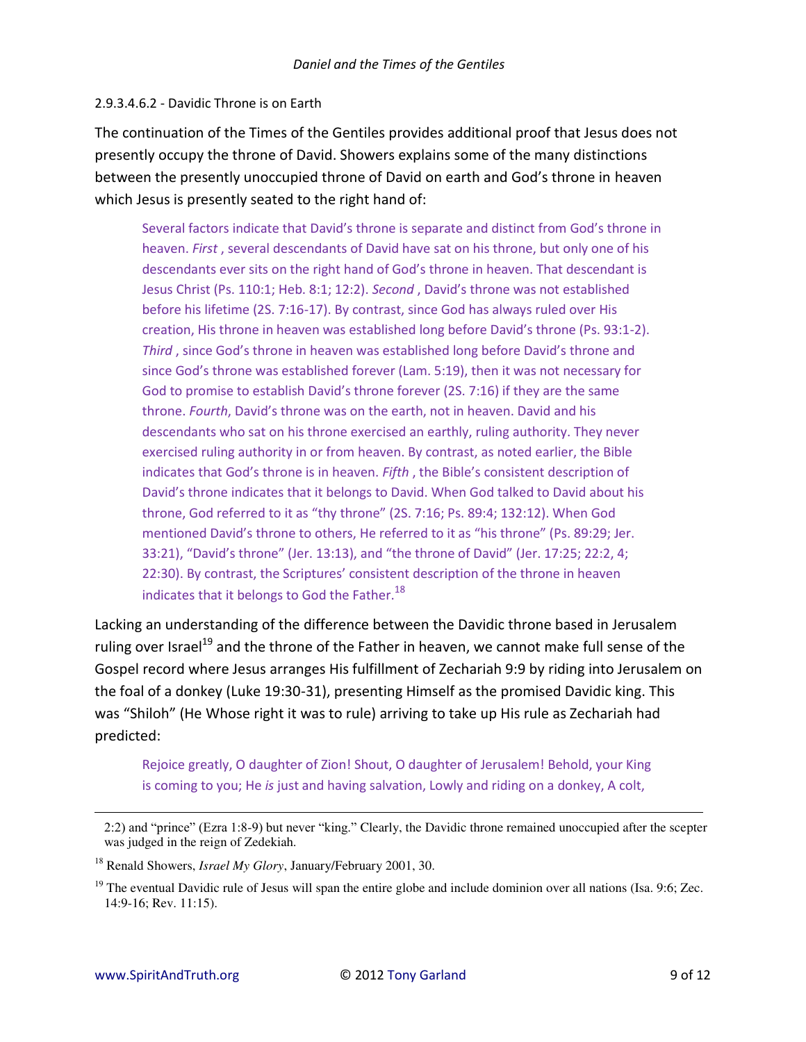#### 2.9.3.4.6.2 - Davidic Throne is on Earth

The continuation of the Times of the Gentiles provides additional proof that Jesus does not presently occupy the throne of David. Showers explains some of the many distinctions between the presently unoccupied throne of David on earth and God's throne in heaven which Jesus is presently seated to the right hand of:

> Several factors indicate that David's throne is separate and distinct from God's throne in heaven. *First* , several descendants of David have sat on his throne, but only one of his descendants ever sits on the right hand of God's throne in heaven. That descendant is Jesus Christ (Ps. 110:1; Heb. 8:1; 12:2). *Second* , David's throne was not established before his lifetime (2S. 7:16-17). By contrast, since God has always ruled over His creation, His throne in heaven was established long before David's throne (Ps. 93:1-2). *Third* , since God's throne in heaven was established long before David's throne and since God's throne was established forever (Lam. 5:19), then it was not necessary for God to promise to establish David's throne forever (2S. 7:16) if they are the same throne. *Fourth*, David's throne was on the earth, not in heaven. David and his descendants who sat on his throne exercised an earthly, ruling authority. They never exercised ruling authority in or from heaven. By contrast, as noted earlier, the Bible indicates that God's throne is in heaven. *Fifth* , the Bible's consistent description of David's throne indicates that it belongs to David. When God talked to David about his throne, God referred to it as "thy throne" (2S. 7:16; Ps. 89:4; 132:12). When God mentioned David's throne to others, He referred to it as "his throne" (Ps. 89:29; Jer. 33:21), "David's throne" (Jer. 13:13), and "the throne of David" (Jer. 17:25; 22:2, 4; 22:30). By contrast, the Scriptures' consistent description of the throne in heaven indicates that it belongs to God the Father.[18]

Lacking an understanding of the difference between the Davidic throne based in Jerusalem ruling over Israel[19] and the throne of the Father in heaven, we cannot make full sense of the Gospel record where Jesus arranges His fulfillment of Zechariah 9:9 by riding into Jerusalem on the foal of a donkey (Luke 19:30-31), presenting Himself as the promised Davidic king. This was "Shiloh" (He Whose right it was to rule) arriving to take up His rule as Zechariah had predicted:

> Rejoice greatly, O daughter of Zion! Shout, O daughter of Jerusalem! Behold, your King is coming to you; He *is* just and having salvation, Lowly and riding on a donkey, A colt,

---

2:2) and "prince" (Ezra 1:8-9) but never "king." Clearly, the Davidic throne remained unoccupied after the scepter was judged in the reign of Zedekiah.

[18] Renald Showers, *Israel My Glory*, January/February 2001, 30.

[19] The eventual Davidic rule of Jesus will span the entire globe and include dominion over all nations (Isa. 9:6; Zec. 14:9-16; Rev. 11:15).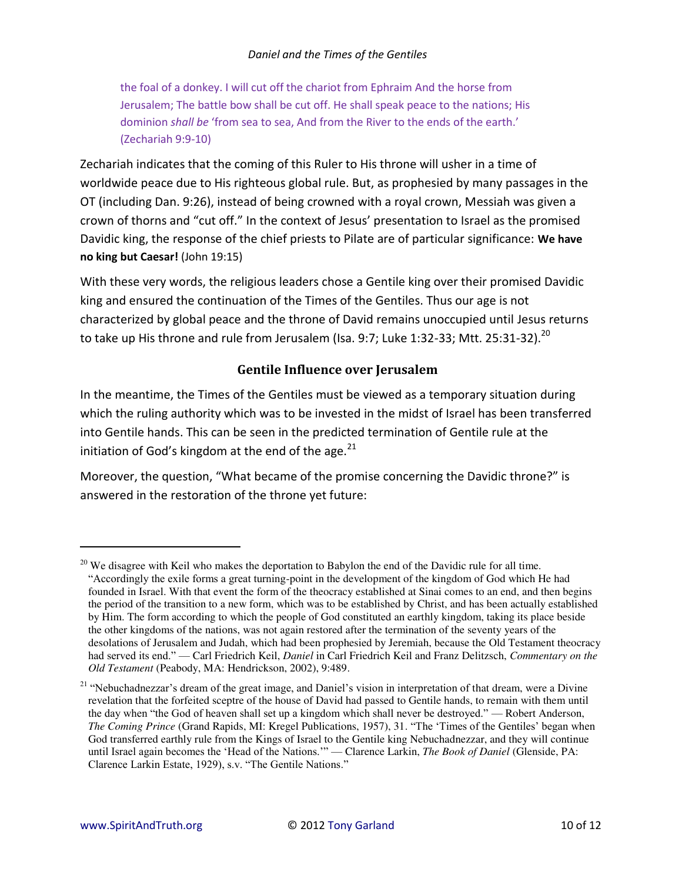> the foal of a donkey. I will cut off the chariot from Ephraim And the horse from Jerusalem; The battle bow shall be cut off. He shall speak peace to the nations; His dominion *shall be* 'from sea to sea, And from the River to the ends of the earth.' (Zechariah 9:9-10)

Zechariah indicates that the coming of this Ruler to His throne will usher in a time of worldwide peace due to His righteous global rule. But, as prophesied by many passages in the OT (including Dan. 9:26), instead of being crowned with a royal crown, Messiah was given a crown of thorns and "cut off." In the context of Jesus' presentation to Israel as the promised Davidic king, the response of the chief priests to Pilate are of particular significance: **We have no king but Caesar!** (John 19:15)

With these very words, the religious leaders chose a Gentile king over their promised Davidic king and ensured the continuation of the Times of the Gentiles. Thus our age is not characterized by global peace and the throne of David remains unoccupied until Jesus returns to take up His throne and rule from Jerusalem (Isa. 9:7; Luke 1:32-33; Mtt. 25:31-32).[20]

## Gentile Influence over Jerusalem

In the meantime, the Times of the Gentiles must be viewed as a temporary situation during which the ruling authority which was to be invested in the midst of Israel has been transferred into Gentile hands. This can be seen in the predicted termination of Gentile rule at the initiation of God's kingdom at the end of the age.[21]

Moreover, the question, "What became of the promise concerning the Davidic throne?" is answered in the restoration of the throne yet future:

---

[20] We disagree with Keil who makes the deportation to Babylon the end of the Davidic rule for all time. "Accordingly the exile forms a great turning-point in the development of the kingdom of God which He had founded in Israel. With that event the form of the theocracy established at Sinai comes to an end, and then begins the period of the transition to a new form, which was to be established by Christ, and has been actually established by Him. The form according to which the people of God constituted an earthly kingdom, taking its place beside the other kingdoms of the nations, was not again restored after the termination of the seventy years of the desolations of Jerusalem and Judah, which had been prophesied by Jeremiah, because the Old Testament theocracy had served its end." — Carl Friedrich Keil, *Daniel* in Carl Friedrich Keil and Franz Delitzsch, *Commentary on the Old Testament* (Peabody, MA: Hendrickson, 2002), 9:489.

[21] "Nebuchadnezzar's dream of the great image, and Daniel's vision in interpretation of that dream, were a Divine revelation that the forfeited sceptre of the house of David had passed to Gentile hands, to remain with them until the day when "the God of heaven shall set up a kingdom which shall never be destroyed." — Robert Anderson, *The Coming Prince* (Grand Rapids, MI: Kregel Publications, 1957), 31. "The 'Times of the Gentiles' began when God transferred earthly rule from the Kings of Israel to the Gentile king Nebuchadnezzar, and they will continue until Israel again becomes the 'Head of the Nations.'" — Clarence Larkin, *The Book of Daniel* (Glenside, PA: Clarence Larkin Estate, 1929), s.v. "The Gentile Nations."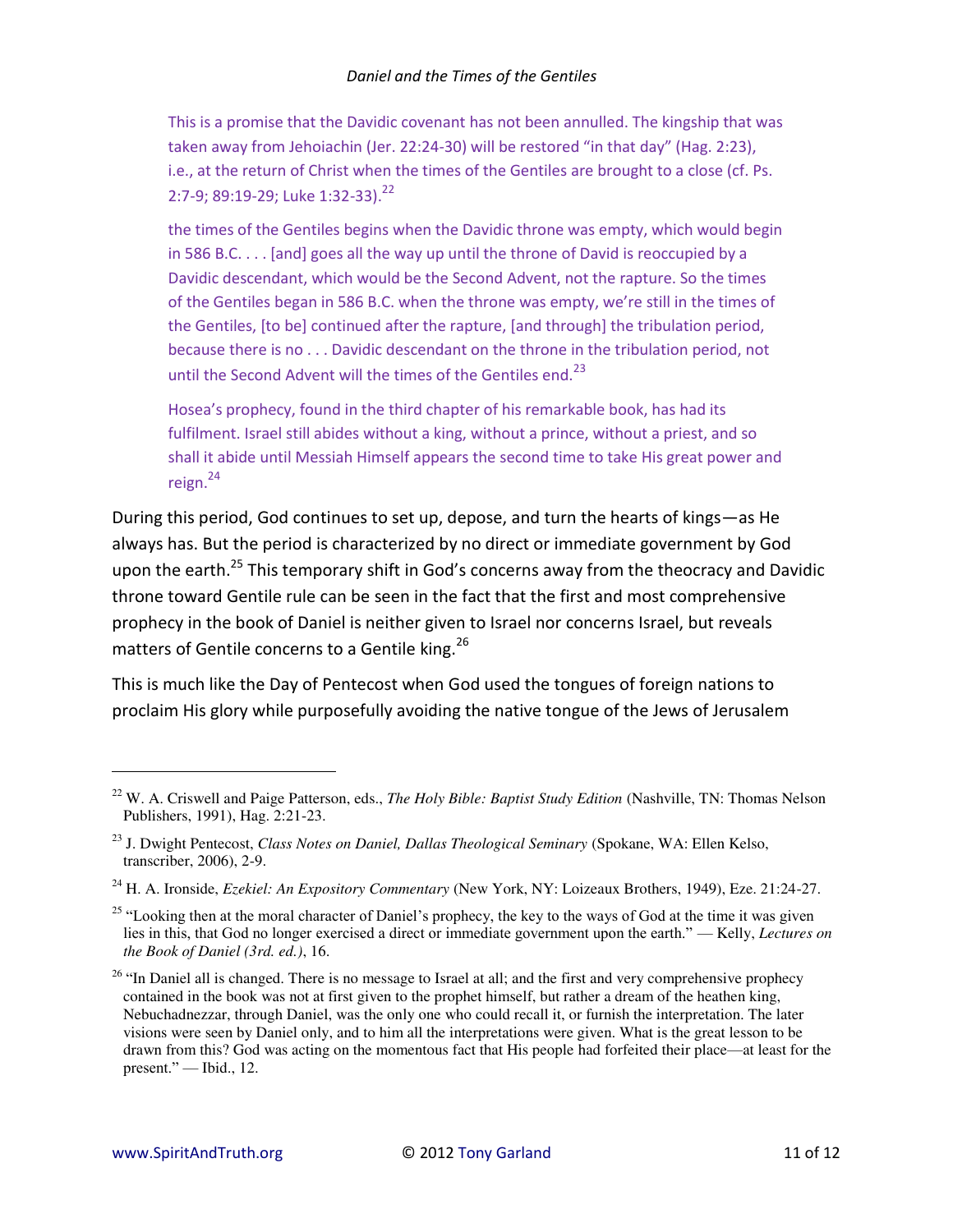> This is a promise that the Davidic covenant has not been annulled. The kingship that was taken away from Jehoiachin (Jer. 22:24-30) will be restored "in that day" (Hag. 2:23), i.e., at the return of Christ when the times of the Gentiles are brought to a close (cf. Ps. 2:7-9; 89:19-29; Luke 1:32-33).[22]

> the times of the Gentiles begins when the Davidic throne was empty, which would begin in 586 B.C. . . . [and] goes all the way up until the throne of David is reoccupied by a Davidic descendant, which would be the Second Advent, not the rapture. So the times of the Gentiles began in 586 B.C. when the throne was empty, we're still in the times of the Gentiles, [to be] continued after the rapture, [and through] the tribulation period, because there is no . . . Davidic descendant on the throne in the tribulation period, not until the Second Advent will the times of the Gentiles end.[23]

> Hosea's prophecy, found in the third chapter of his remarkable book, has had its fulfilment. Israel still abides without a king, without a prince, without a priest, and so shall it abide until Messiah Himself appears the second time to take His great power and reign.[24]

During this period, God continues to set up, depose, and turn the hearts of kings—as He always has. But the period is characterized by no direct or immediate government by God upon the earth.[25] This temporary shift in God's concerns away from the theocracy and Davidic throne toward Gentile rule can be seen in the fact that the first and most comprehensive prophecy in the book of Daniel is neither given to Israel nor concerns Israel, but reveals matters of Gentile concerns to a Gentile king.[26]

This is much like the Day of Pentecost when God used the tongues of foreign nations to proclaim His glory while purposefully avoiding the native tongue of the Jews of Jerusalem

---

[22] W. A. Criswell and Paige Patterson, eds., *The Holy Bible: Baptist Study Edition* (Nashville, TN: Thomas Nelson Publishers, 1991), Hag. 2:21-23.

[23] J. Dwight Pentecost, *Class Notes on Daniel, Dallas Theological Seminary* (Spokane, WA: Ellen Kelso, transcriber, 2006), 2-9.

[24] H. A. Ironside, *Ezekiel: An Expository Commentary* (New York, NY: Loizeaux Brothers, 1949), Eze. 21:24-27.

[25] "Looking then at the moral character of Daniel's prophecy, the key to the ways of God at the time it was given lies in this, that God no longer exercised a direct or immediate government upon the earth." — Kelly, *Lectures on the Book of Daniel (3rd. ed.)*, 16.

[26] "In Daniel all is changed. There is no message to Israel at all; and the first and very comprehensive prophecy contained in the book was not at first given to the prophet himself, but rather a dream of the heathen king, Nebuchadnezzar, through Daniel, was the only one who could recall it, or furnish the interpretation. The later visions were seen by Daniel only, and to him all the interpretations were given. What is the great lesson to be drawn from this? God was acting on the momentous fact that His people had forfeited their place—at least for the present." — Ibid., 12.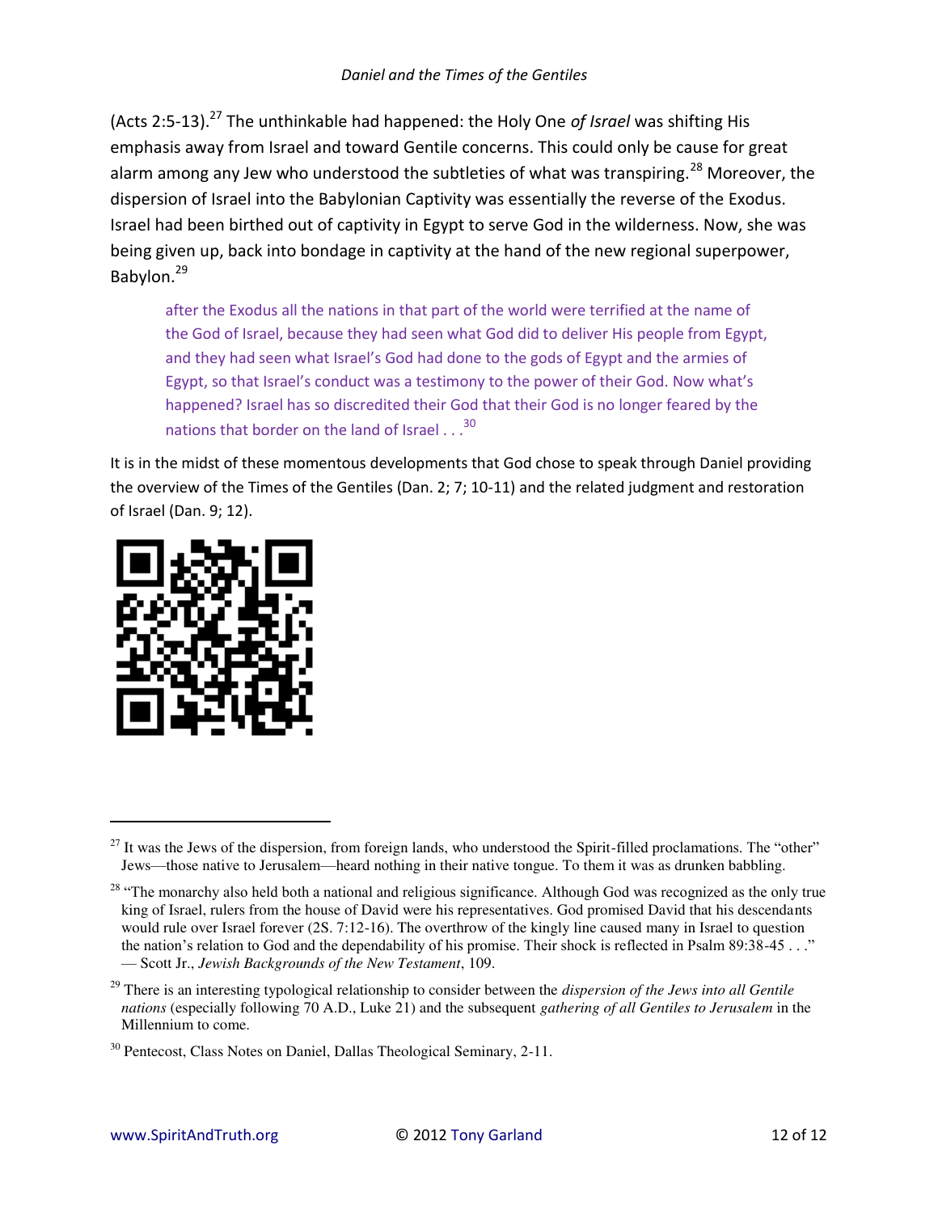(Acts 2:5-13).[27] The unthinkable had happened: the Holy One *of Israel* was shifting His emphasis away from Israel and toward Gentile concerns. This could only be cause for great alarm among any Jew who understood the subtleties of what was transpiring.[28] Moreover, the dispersion of Israel into the Babylonian Captivity was essentially the reverse of the Exodus. Israel had been birthed out of captivity in Egypt to serve God in the wilderness. Now, she was being given up, back into bondage in captivity at the hand of the new regional superpower, Babylon.[29]

> after the Exodus all the nations in that part of the world were terrified at the name of the God of Israel, because they had seen what God did to deliver His people from Egypt, and they had seen what Israel's God had done to the gods of Egypt and the armies of Egypt, so that Israel's conduct was a testimony to the power of their God. Now what's happened? Israel has so discredited their God that their God is no longer feared by the nations that border on the land of Israel . . .[30]

It is in the midst of these momentous developments that God chose to speak through Daniel providing the overview of the Times of the Gentiles (Dan. 2; 7; 10-11) and the related judgment and restoration of Israel (Dan. 9; 12).

---

[27] It was the Jews of the dispersion, from foreign lands, who understood the Spirit-filled proclamations. The "other" Jews—those native to Jerusalem—heard nothing in their native tongue. To them it was as drunken babbling.

[28] "The monarchy also held both a national and religious significance. Although God was recognized as the only true king of Israel, rulers from the house of David were his representatives. God promised David that his descendants would rule over Israel forever (2S. 7:12-16). The overthrow of the kingly line caused many in Israel to question the nation's relation to God and the dependability of his promise. Their shock is reflected in Psalm 89:38-45 . . ." — Scott Jr., *Jewish Backgrounds of the New Testament*, 109.

[29] There is an interesting typological relationship to consider between the *dispersion of the Jews into all Gentile nations* (especially following 70 A.D., Luke 21) and the subsequent *gathering of all Gentiles to Jerusalem* in the Millennium to come.

[30] Pentecost, Class Notes on Daniel, Dallas Theological Seminary, 2-11.